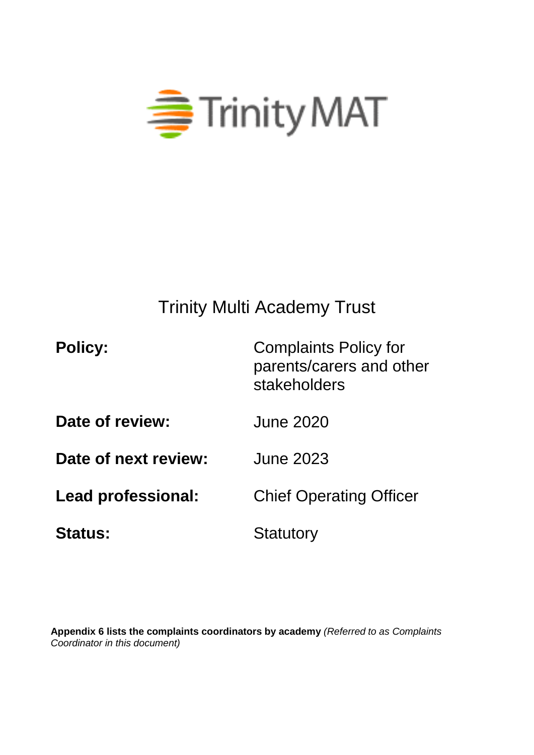Trinity MAT

# Trinity Multi Academy Trust

| | |
|---|---|
| **Policy:** | Complaints Policy for parents/carers and other stakeholders |
| **Date of review:** | June 2020 |
| **Date of next review:** | June 2023 |
| **Lead professional:** | Chief Operating Officer |
| **Status:** | Statutory |

**Appendix 6 lists the complaints coordinators by academy** *(Referred to as Complaints Coordinator in this document)*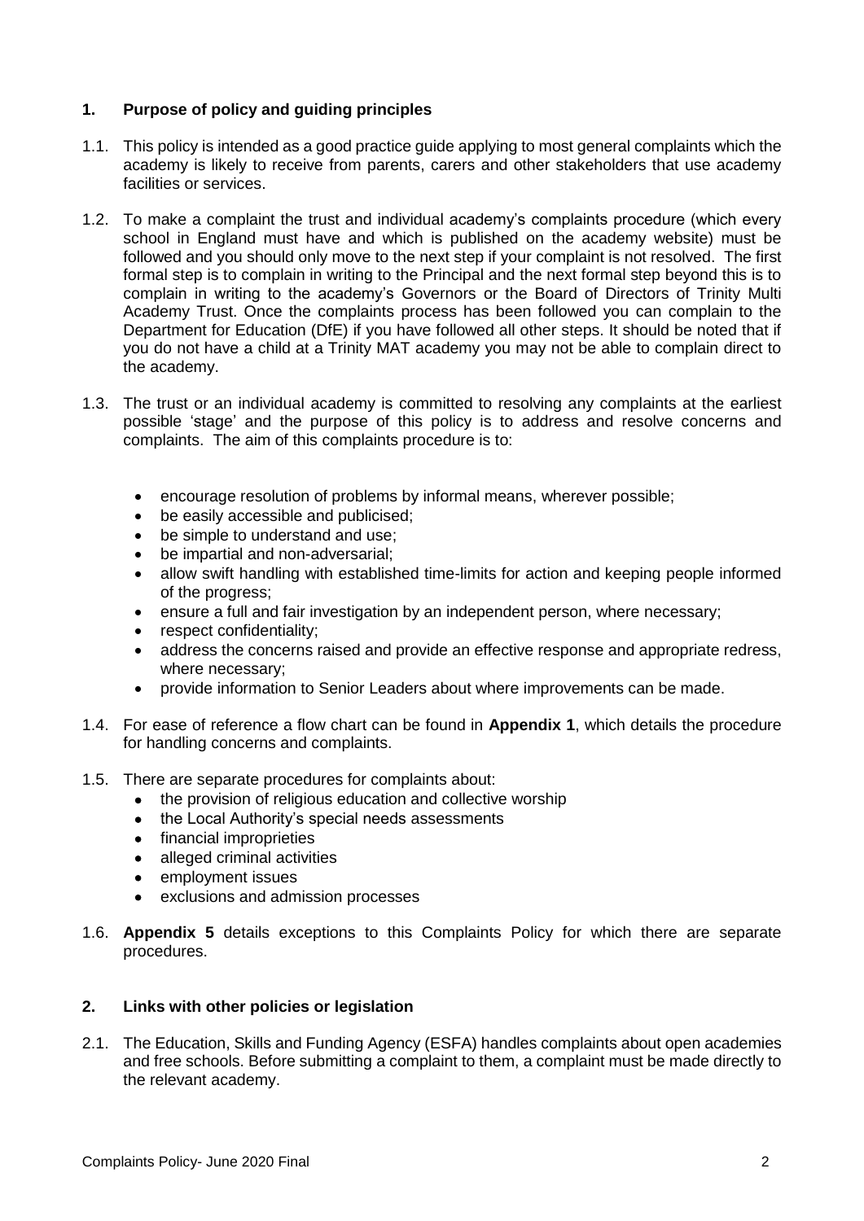## 1. Purpose of policy and guiding principles

1.1. This policy is intended as a good practice guide applying to most general complaints which the academy is likely to receive from parents, carers and other stakeholders that use academy facilities or services.

1.2. To make a complaint the trust and individual academy's complaints procedure (which every school in England must have and which is published on the academy website) must be followed and you should only move to the next step if your complaint is not resolved. The first formal step is to complain in writing to the Principal and the next formal step beyond this is to complain in writing to the academy's Governors or the Board of Directors of Trinity Multi Academy Trust. Once the complaints process has been followed you can complain to the Department for Education (DfE) if you have followed all other steps. It should be noted that if you do not have a child at a Trinity MAT academy you may not be able to complain direct to the academy.

1.3. The trust or an individual academy is committed to resolving any complaints at the earliest possible 'stage' and the purpose of this policy is to address and resolve concerns and complaints. The aim of this complaints procedure is to:

- encourage resolution of problems by informal means, wherever possible;
- be easily accessible and publicised;
- be simple to understand and use;
- be impartial and non-adversarial;
- allow swift handling with established time-limits for action and keeping people informed of the progress;
- ensure a full and fair investigation by an independent person, where necessary;
- respect confidentiality;
- address the concerns raised and provide an effective response and appropriate redress, where necessary;
- provide information to Senior Leaders about where improvements can be made.

1.4. For ease of reference a flow chart can be found in **Appendix 1**, which details the procedure for handling concerns and complaints.

1.5. There are separate procedures for complaints about:

- the provision of religious education and collective worship
- the Local Authority's special needs assessments
- financial improprieties
- alleged criminal activities
- employment issues
- exclusions and admission processes

1.6. **Appendix 5** details exceptions to this Complaints Policy for which there are separate procedures.

## 2. Links with other policies or legislation

2.1. The Education, Skills and Funding Agency (ESFA) handles complaints about open academies and free schools. Before submitting a complaint to them, a complaint must be made directly to the relevant academy.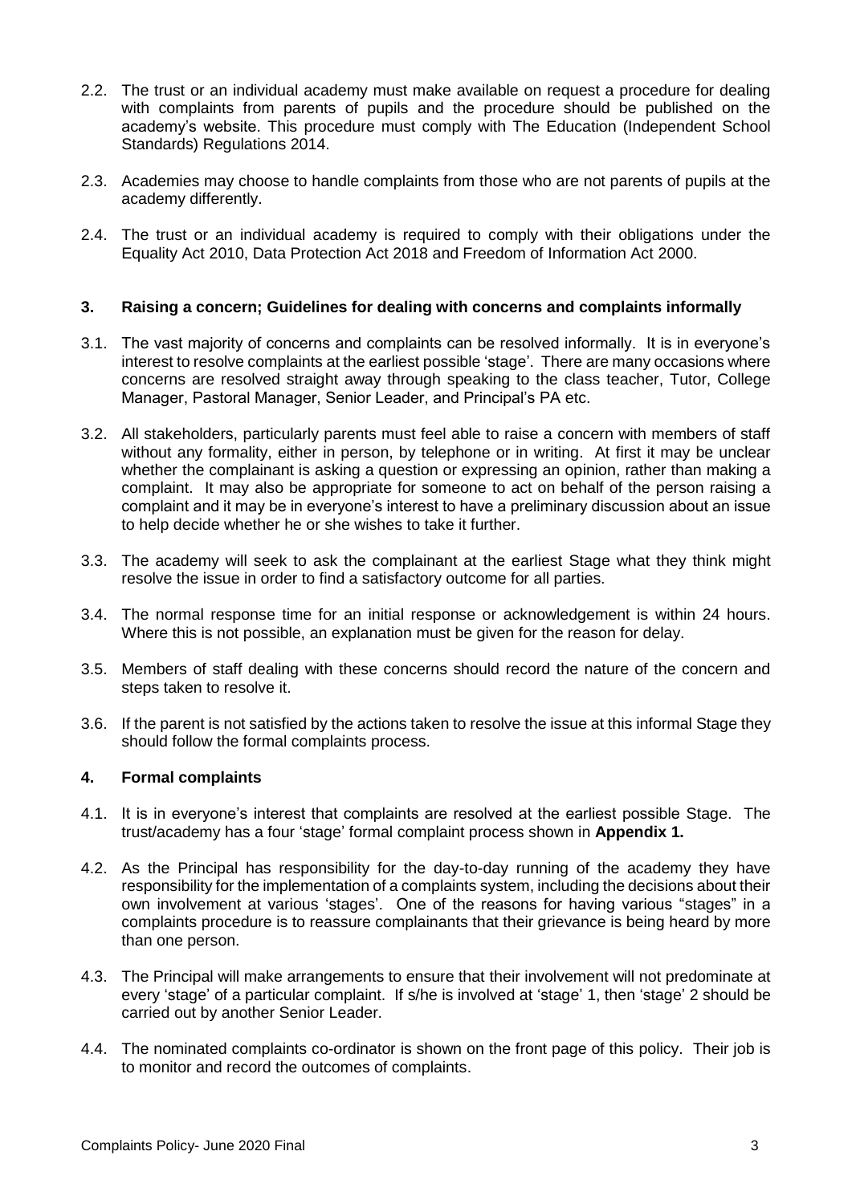2.2. The trust or an individual academy must make available on request a procedure for dealing with complaints from parents of pupils and the procedure should be published on the academy's website. This procedure must comply with The Education (Independent School Standards) Regulations 2014.

2.3. Academies may choose to handle complaints from those who are not parents of pupils at the academy differently.

2.4. The trust or an individual academy is required to comply with their obligations under the Equality Act 2010, Data Protection Act 2018 and Freedom of Information Act 2000.

## 3. Raising a concern; Guidelines for dealing with concerns and complaints informally

3.1. The vast majority of concerns and complaints can be resolved informally. It is in everyone's interest to resolve complaints at the earliest possible 'stage'. There are many occasions where concerns are resolved straight away through speaking to the class teacher, Tutor, College Manager, Pastoral Manager, Senior Leader, and Principal's PA etc.

3.2. All stakeholders, particularly parents must feel able to raise a concern with members of staff without any formality, either in person, by telephone or in writing. At first it may be unclear whether the complainant is asking a question or expressing an opinion, rather than making a complaint. It may also be appropriate for someone to act on behalf of the person raising a complaint and it may be in everyone's interest to have a preliminary discussion about an issue to help decide whether he or she wishes to take it further.

3.3. The academy will seek to ask the complainant at the earliest Stage what they think might resolve the issue in order to find a satisfactory outcome for all parties.

3.4. The normal response time for an initial response or acknowledgement is within 24 hours. Where this is not possible, an explanation must be given for the reason for delay.

3.5. Members of staff dealing with these concerns should record the nature of the concern and steps taken to resolve it.

3.6. If the parent is not satisfied by the actions taken to resolve the issue at this informal Stage they should follow the formal complaints process.

## 4. Formal complaints

4.1. It is in everyone's interest that complaints are resolved at the earliest possible Stage. The trust/academy has a four 'stage' formal complaint process shown in **Appendix 1.**

4.2. As the Principal has responsibility for the day-to-day running of the academy they have responsibility for the implementation of a complaints system, including the decisions about their own involvement at various 'stages'. One of the reasons for having various "stages" in a complaints procedure is to reassure complainants that their grievance is being heard by more than one person.

4.3. The Principal will make arrangements to ensure that their involvement will not predominate at every 'stage' of a particular complaint. If s/he is involved at 'stage' 1, then 'stage' 2 should be carried out by another Senior Leader.

4.4. The nominated complaints co-ordinator is shown on the front page of this policy. Their job is to monitor and record the outcomes of complaints.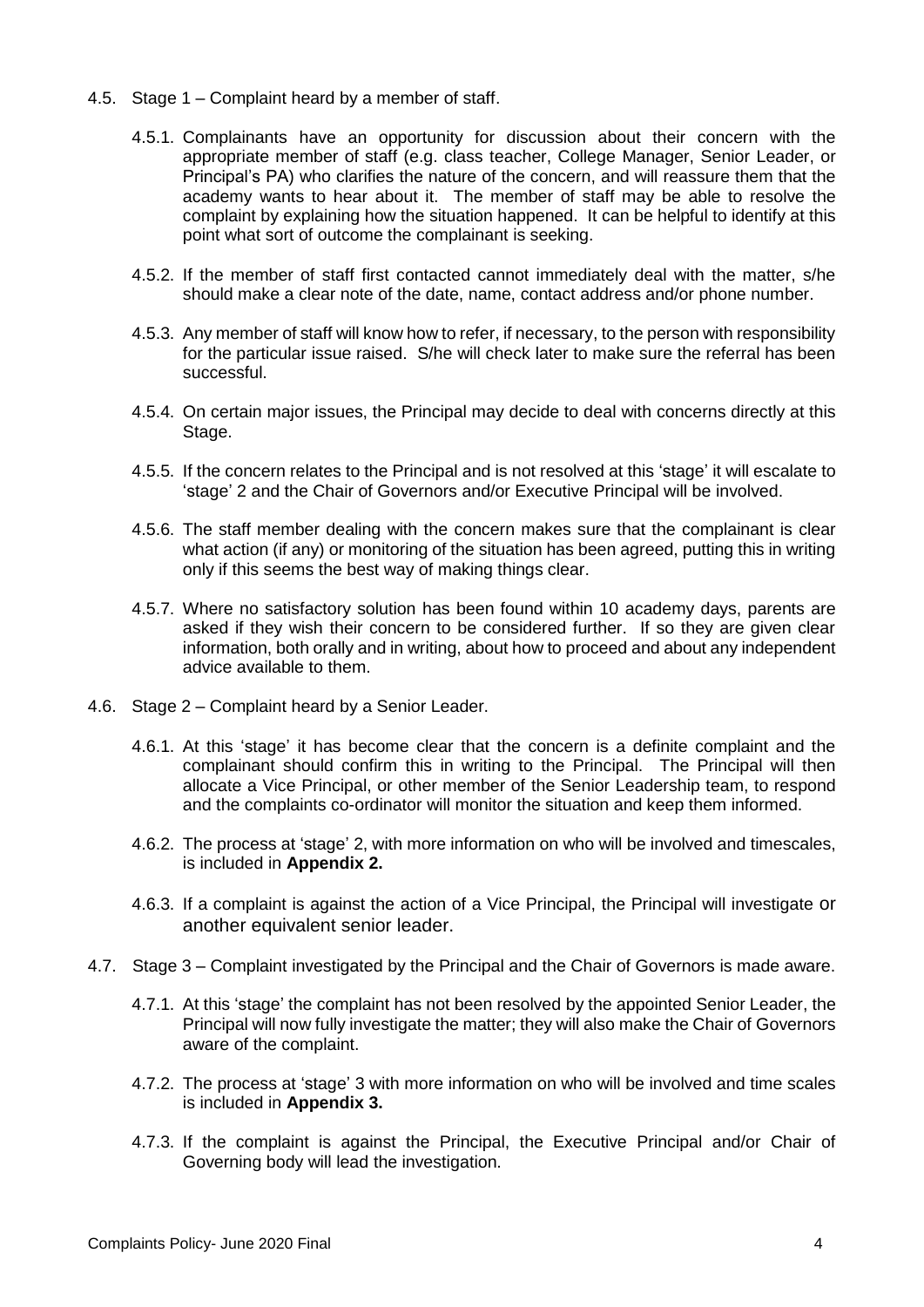4.5. Stage 1 – Complaint heard by a member of staff.

4.5.1. Complainants have an opportunity for discussion about their concern with the appropriate member of staff (e.g. class teacher, College Manager, Senior Leader, or Principal's PA) who clarifies the nature of the concern, and will reassure them that the academy wants to hear about it. The member of staff may be able to resolve the complaint by explaining how the situation happened. It can be helpful to identify at this point what sort of outcome the complainant is seeking.

4.5.2. If the member of staff first contacted cannot immediately deal with the matter, s/he should make a clear note of the date, name, contact address and/or phone number.

4.5.3. Any member of staff will know how to refer, if necessary, to the person with responsibility for the particular issue raised. S/he will check later to make sure the referral has been successful.

4.5.4. On certain major issues, the Principal may decide to deal with concerns directly at this Stage.

4.5.5. If the concern relates to the Principal and is not resolved at this 'stage' it will escalate to 'stage' 2 and the Chair of Governors and/or Executive Principal will be involved.

4.5.6. The staff member dealing with the concern makes sure that the complainant is clear what action (if any) or monitoring of the situation has been agreed, putting this in writing only if this seems the best way of making things clear.

4.5.7. Where no satisfactory solution has been found within 10 academy days, parents are asked if they wish their concern to be considered further. If so they are given clear information, both orally and in writing, about how to proceed and about any independent advice available to them.

4.6. Stage 2 – Complaint heard by a Senior Leader.

4.6.1. At this 'stage' it has become clear that the concern is a definite complaint and the complainant should confirm this in writing to the Principal. The Principal will then allocate a Vice Principal, or other member of the Senior Leadership team, to respond and the complaints co-ordinator will monitor the situation and keep them informed.

4.6.2. The process at 'stage' 2, with more information on who will be involved and timescales, is included in **Appendix 2.**

4.6.3. If a complaint is against the action of a Vice Principal, the Principal will investigate or another equivalent senior leader.

4.7. Stage 3 – Complaint investigated by the Principal and the Chair of Governors is made aware.

4.7.1. At this 'stage' the complaint has not been resolved by the appointed Senior Leader, the Principal will now fully investigate the matter; they will also make the Chair of Governors aware of the complaint.

4.7.2. The process at 'stage' 3 with more information on who will be involved and time scales is included in **Appendix 3.**

4.7.3. If the complaint is against the Principal, the Executive Principal and/or Chair of Governing body will lead the investigation.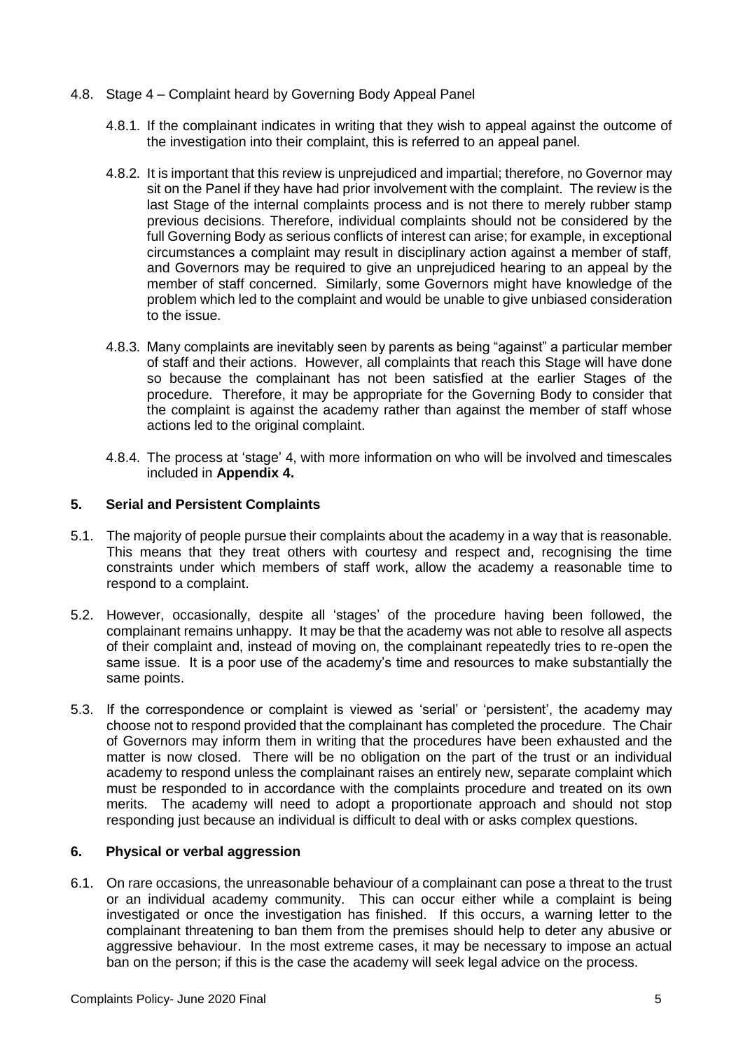4.8. Stage 4 – Complaint heard by Governing Body Appeal Panel

4.8.1. If the complainant indicates in writing that they wish to appeal against the outcome of the investigation into their complaint, this is referred to an appeal panel.

4.8.2. It is important that this review is unprejudiced and impartial; therefore, no Governor may sit on the Panel if they have had prior involvement with the complaint. The review is the last Stage of the internal complaints process and is not there to merely rubber stamp previous decisions. Therefore, individual complaints should not be considered by the full Governing Body as serious conflicts of interest can arise; for example, in exceptional circumstances a complaint may result in disciplinary action against a member of staff, and Governors may be required to give an unprejudiced hearing to an appeal by the member of staff concerned. Similarly, some Governors might have knowledge of the problem which led to the complaint and would be unable to give unbiased consideration to the issue.

4.8.3. Many complaints are inevitably seen by parents as being "against" a particular member of staff and their actions. However, all complaints that reach this Stage will have done so because the complainant has not been satisfied at the earlier Stages of the procedure. Therefore, it may be appropriate for the Governing Body to consider that the complaint is against the academy rather than against the member of staff whose actions led to the original complaint.

4.8.4. The process at 'stage' 4, with more information on who will be involved and timescales included in **Appendix 4.**

## 5. Serial and Persistent Complaints

5.1. The majority of people pursue their complaints about the academy in a way that is reasonable. This means that they treat others with courtesy and respect and, recognising the time constraints under which members of staff work, allow the academy a reasonable time to respond to a complaint.

5.2. However, occasionally, despite all 'stages' of the procedure having been followed, the complainant remains unhappy. It may be that the academy was not able to resolve all aspects of their complaint and, instead of moving on, the complainant repeatedly tries to re-open the same issue. It is a poor use of the academy's time and resources to make substantially the same points.

5.3. If the correspondence or complaint is viewed as 'serial' or 'persistent', the academy may choose not to respond provided that the complainant has completed the procedure. The Chair of Governors may inform them in writing that the procedures have been exhausted and the matter is now closed. There will be no obligation on the part of the trust or an individual academy to respond unless the complainant raises an entirely new, separate complaint which must be responded to in accordance with the complaints procedure and treated on its own merits. The academy will need to adopt a proportionate approach and should not stop responding just because an individual is difficult to deal with or asks complex questions.

## 6. Physical or verbal aggression

6.1. On rare occasions, the unreasonable behaviour of a complainant can pose a threat to the trust or an individual academy community. This can occur either while a complaint is being investigated or once the investigation has finished. If this occurs, a warning letter to the complainant threatening to ban them from the premises should help to deter any abusive or aggressive behaviour. In the most extreme cases, it may be necessary to impose an actual ban on the person; if this is the case the academy will seek legal advice on the process.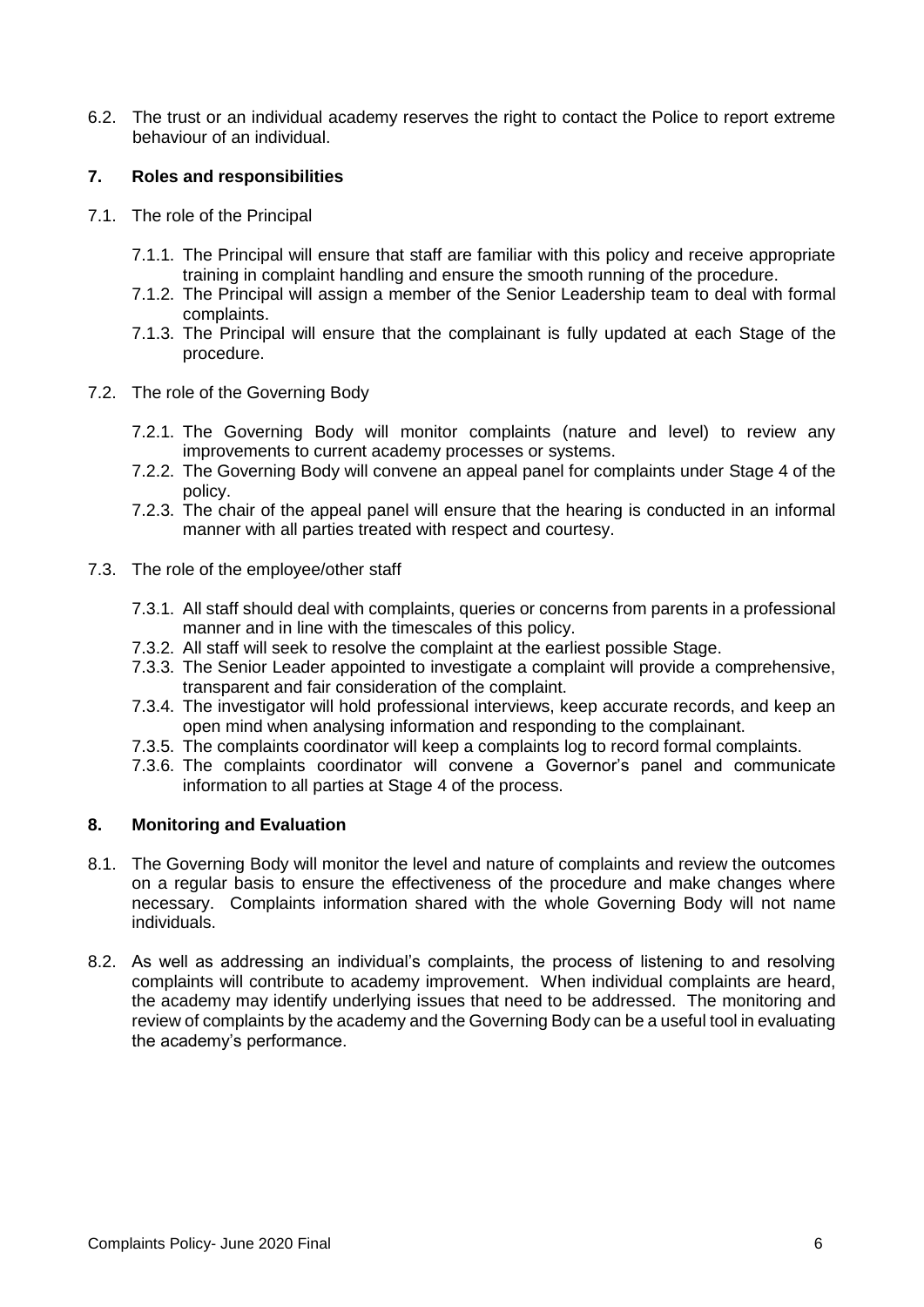6.2. The trust or an individual academy reserves the right to contact the Police to report extreme behaviour of an individual.

## 7. Roles and responsibilities

7.1. The role of the Principal

- 7.1.1. The Principal will ensure that staff are familiar with this policy and receive appropriate training in complaint handling and ensure the smooth running of the procedure.
- 7.1.2. The Principal will assign a member of the Senior Leadership team to deal with formal complaints.
- 7.1.3. The Principal will ensure that the complainant is fully updated at each Stage of the procedure.

7.2. The role of the Governing Body

- 7.2.1. The Governing Body will monitor complaints (nature and level) to review any improvements to current academy processes or systems.
- 7.2.2. The Governing Body will convene an appeal panel for complaints under Stage 4 of the policy.
- 7.2.3. The chair of the appeal panel will ensure that the hearing is conducted in an informal manner with all parties treated with respect and courtesy.

7.3. The role of the employee/other staff

- 7.3.1. All staff should deal with complaints, queries or concerns from parents in a professional manner and in line with the timescales of this policy.
- 7.3.2. All staff will seek to resolve the complaint at the earliest possible Stage.
- 7.3.3. The Senior Leader appointed to investigate a complaint will provide a comprehensive, transparent and fair consideration of the complaint.
- 7.3.4. The investigator will hold professional interviews, keep accurate records, and keep an open mind when analysing information and responding to the complainant.
- 7.3.5. The complaints coordinator will keep a complaints log to record formal complaints.
- 7.3.6. The complaints coordinator will convene a Governor's panel and communicate information to all parties at Stage 4 of the process.

## 8. Monitoring and Evaluation

8.1. The Governing Body will monitor the level and nature of complaints and review the outcomes on a regular basis to ensure the effectiveness of the procedure and make changes where necessary. Complaints information shared with the whole Governing Body will not name individuals.

8.2. As well as addressing an individual's complaints, the process of listening to and resolving complaints will contribute to academy improvement. When individual complaints are heard, the academy may identify underlying issues that need to be addressed. The monitoring and review of complaints by the academy and the Governing Body can be a useful tool in evaluating the academy's performance.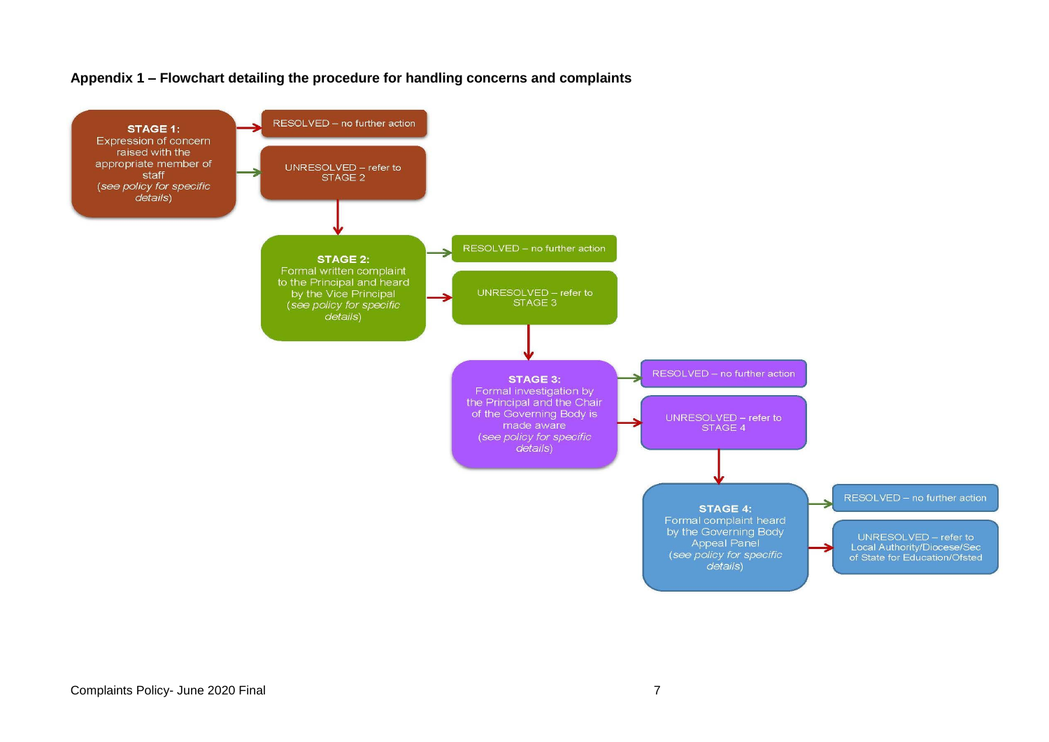**Appendix 1 – Flowchart detailing the procedure for handling concerns and complaints**

**STAGE 1:**
Expression of concern raised with the appropriate member of staff
(*see policy for specific details*)

- RESOLVED – no further action
- UNRESOLVED – refer to STAGE 2

**STAGE 2:**
Formal written complaint to the Principal and heard by the Vice Principal
(*see policy for specific details*)

- RESOLVED – no further action
- UNRESOLVED – refer to STAGE 3

**STAGE 3:**
Formal investigation by the Principal and the Chair of the Governing Body is made aware
(*see policy for specific details*)

- RESOLVED – no further action
- UNRESOLVED – refer to STAGE 4

**STAGE 4:**
Formal complaint heard by the Governing Body Appeal Panel
(*see policy for specific details*)

- RESOLVED – no further action
- UNRESOLVED – refer to Local Authority/Diocese/Sec of State for Education/Ofsted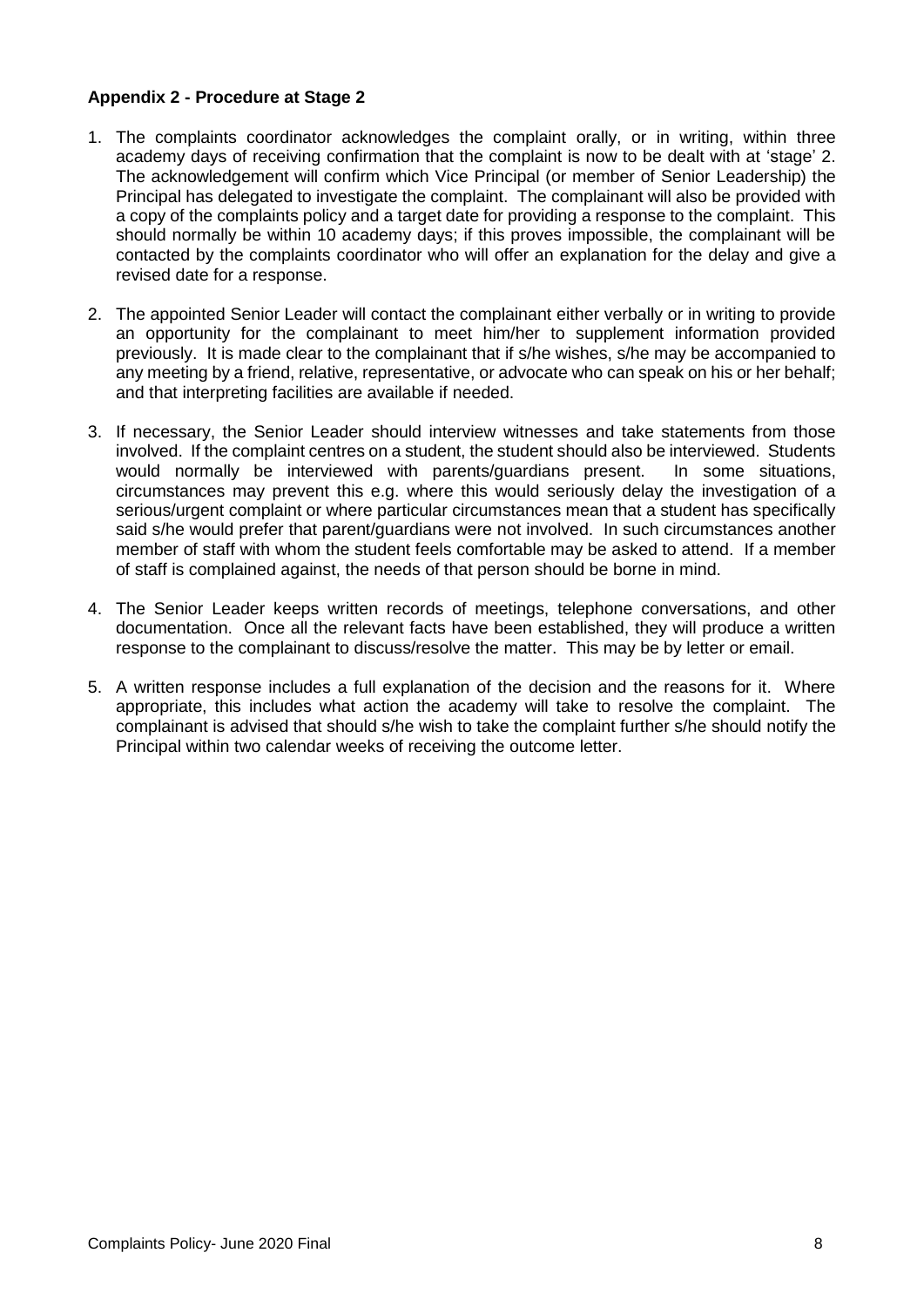**Appendix 2 - Procedure at Stage 2**

1. The complaints coordinator acknowledges the complaint orally, or in writing, within three academy days of receiving confirmation that the complaint is now to be dealt with at 'stage' 2. The acknowledgement will confirm which Vice Principal (or member of Senior Leadership) the Principal has delegated to investigate the complaint. The complainant will also be provided with a copy of the complaints policy and a target date for providing a response to the complaint. This should normally be within 10 academy days; if this proves impossible, the complainant will be contacted by the complaints coordinator who will offer an explanation for the delay and give a revised date for a response.

2. The appointed Senior Leader will contact the complainant either verbally or in writing to provide an opportunity for the complainant to meet him/her to supplement information provided previously. It is made clear to the complainant that if s/he wishes, s/he may be accompanied to any meeting by a friend, relative, representative, or advocate who can speak on his or her behalf; and that interpreting facilities are available if needed.

3. If necessary, the Senior Leader should interview witnesses and take statements from those involved. If the complaint centres on a student, the student should also be interviewed. Students would normally be interviewed with parents/guardians present. In some situations, circumstances may prevent this e.g. where this would seriously delay the investigation of a serious/urgent complaint or where particular circumstances mean that a student has specifically said s/he would prefer that parent/guardians were not involved. In such circumstances another member of staff with whom the student feels comfortable may be asked to attend. If a member of staff is complained against, the needs of that person should be borne in mind.

4. The Senior Leader keeps written records of meetings, telephone conversations, and other documentation. Once all the relevant facts have been established, they will produce a written response to the complainant to discuss/resolve the matter. This may be by letter or email.

5. A written response includes a full explanation of the decision and the reasons for it. Where appropriate, this includes what action the academy will take to resolve the complaint. The complainant is advised that should s/he wish to take the complaint further s/he should notify the Principal within two calendar weeks of receiving the outcome letter.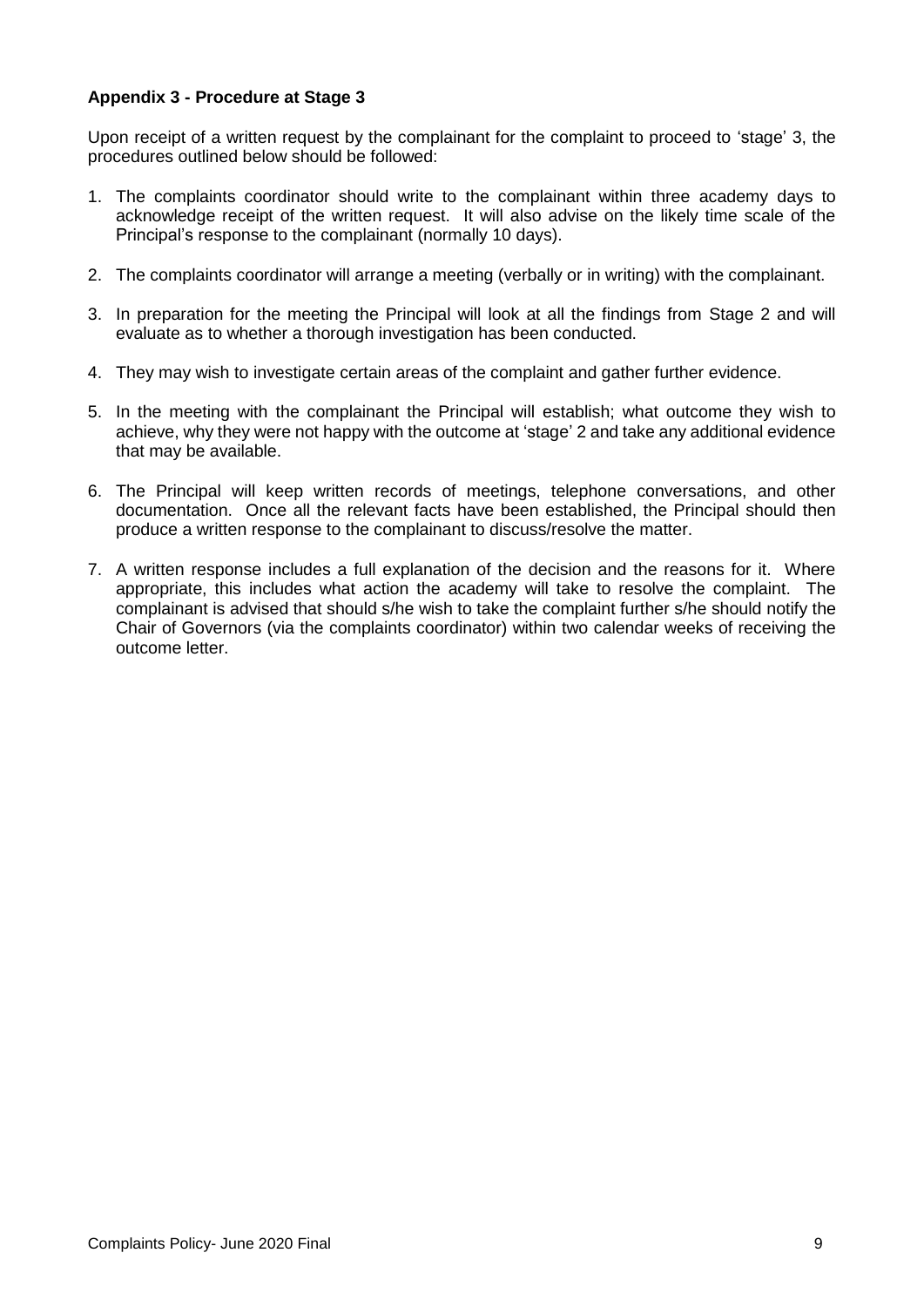**Appendix 3 - Procedure at Stage 3**

Upon receipt of a written request by the complainant for the complaint to proceed to 'stage' 3, the procedures outlined below should be followed:

1. The complaints coordinator should write to the complainant within three academy days to acknowledge receipt of the written request. It will also advise on the likely time scale of the Principal's response to the complainant (normally 10 days).
2. The complaints coordinator will arrange a meeting (verbally or in writing) with the complainant.
3. In preparation for the meeting the Principal will look at all the findings from Stage 2 and will evaluate as to whether a thorough investigation has been conducted.
4. They may wish to investigate certain areas of the complaint and gather further evidence.
5. In the meeting with the complainant the Principal will establish; what outcome they wish to achieve, why they were not happy with the outcome at 'stage' 2 and take any additional evidence that may be available.
6. The Principal will keep written records of meetings, telephone conversations, and other documentation. Once all the relevant facts have been established, the Principal should then produce a written response to the complainant to discuss/resolve the matter.
7. A written response includes a full explanation of the decision and the reasons for it. Where appropriate, this includes what action the academy will take to resolve the complaint. The complainant is advised that should s/he wish to take the complaint further s/he should notify the Chair of Governors (via the complaints coordinator) within two calendar weeks of receiving the outcome letter.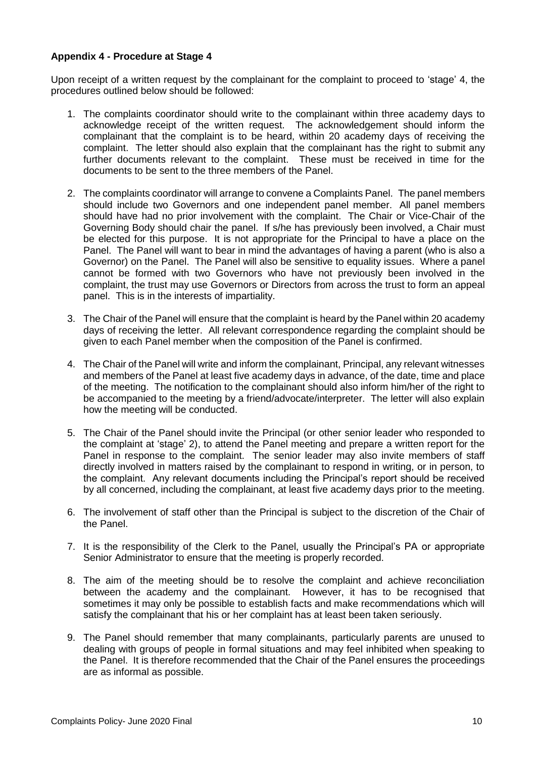**Appendix 4 - Procedure at Stage 4**

Upon receipt of a written request by the complainant for the complaint to proceed to 'stage' 4, the procedures outlined below should be followed:

1. The complaints coordinator should write to the complainant within three academy days to acknowledge receipt of the written request. The acknowledgement should inform the complainant that the complaint is to be heard, within 20 academy days of receiving the complaint. The letter should also explain that the complainant has the right to submit any further documents relevant to the complaint. These must be received in time for the documents to be sent to the three members of the Panel.

2. The complaints coordinator will arrange to convene a Complaints Panel. The panel members should include two Governors and one independent panel member. All panel members should have had no prior involvement with the complaint. The Chair or Vice-Chair of the Governing Body should chair the panel. If s/he has previously been involved, a Chair must be elected for this purpose. It is not appropriate for the Principal to have a place on the Panel. The Panel will want to bear in mind the advantages of having a parent (who is also a Governor) on the Panel. The Panel will also be sensitive to equality issues. Where a panel cannot be formed with two Governors who have not previously been involved in the complaint, the trust may use Governors or Directors from across the trust to form an appeal panel. This is in the interests of impartiality.

3. The Chair of the Panel will ensure that the complaint is heard by the Panel within 20 academy days of receiving the letter. All relevant correspondence regarding the complaint should be given to each Panel member when the composition of the Panel is confirmed.

4. The Chair of the Panel will write and inform the complainant, Principal, any relevant witnesses and members of the Panel at least five academy days in advance, of the date, time and place of the meeting. The notification to the complainant should also inform him/her of the right to be accompanied to the meeting by a friend/advocate/interpreter. The letter will also explain how the meeting will be conducted.

5. The Chair of the Panel should invite the Principal (or other senior leader who responded to the complaint at 'stage' 2), to attend the Panel meeting and prepare a written report for the Panel in response to the complaint. The senior leader may also invite members of staff directly involved in matters raised by the complainant to respond in writing, or in person, to the complaint. Any relevant documents including the Principal's report should be received by all concerned, including the complainant, at least five academy days prior to the meeting.

6. The involvement of staff other than the Principal is subject to the discretion of the Chair of the Panel.

7. It is the responsibility of the Clerk to the Panel, usually the Principal's PA or appropriate Senior Administrator to ensure that the meeting is properly recorded.

8. The aim of the meeting should be to resolve the complaint and achieve reconciliation between the academy and the complainant. However, it has to be recognised that sometimes it may only be possible to establish facts and make recommendations which will satisfy the complainant that his or her complaint has at least been taken seriously.

9. The Panel should remember that many complainants, particularly parents are unused to dealing with groups of people in formal situations and may feel inhibited when speaking to the Panel. It is therefore recommended that the Chair of the Panel ensures the proceedings are as informal as possible.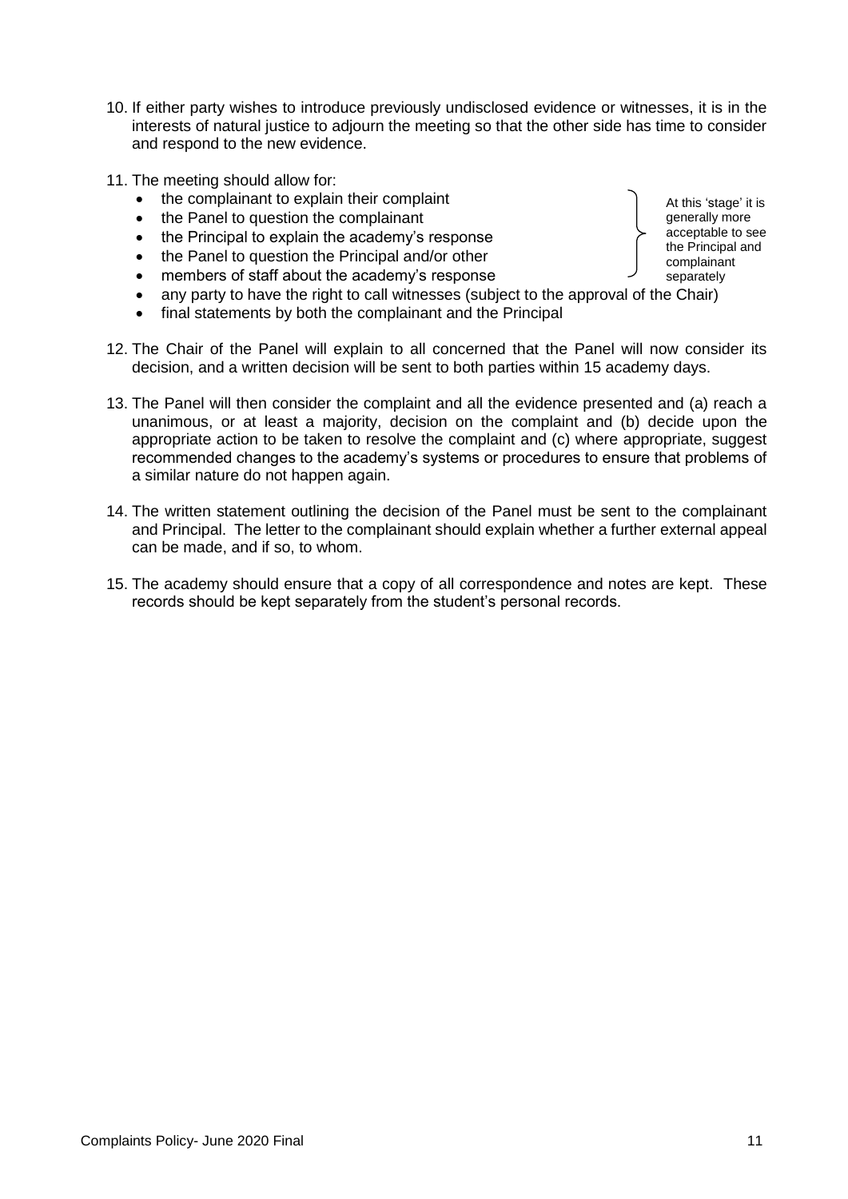10. If either party wishes to introduce previously undisclosed evidence or witnesses, it is in the interests of natural justice to adjourn the meeting so that the other side has time to consider and respond to the new evidence.

11. The meeting should allow for:
    - the complainant to explain their complaint
    - the Panel to question the complainant
    - the Principal to explain the academy's response
    - the Panel to question the Principal and/or other
    - members of staff about the academy's response
    - any party to have the right to call witnesses (subject to the approval of the Chair)
    - final statements by both the complainant and the Principal

    At this 'stage' it is generally more acceptable to see the Principal and complainant separately

12. The Chair of the Panel will explain to all concerned that the Panel will now consider its decision, and a written decision will be sent to both parties within 15 academy days.

13. The Panel will then consider the complaint and all the evidence presented and (a) reach a unanimous, or at least a majority, decision on the complaint and (b) decide upon the appropriate action to be taken to resolve the complaint and (c) where appropriate, suggest recommended changes to the academy's systems or procedures to ensure that problems of a similar nature do not happen again.

14. The written statement outlining the decision of the Panel must be sent to the complainant and Principal. The letter to the complainant should explain whether a further external appeal can be made, and if so, to whom.

15. The academy should ensure that a copy of all correspondence and notes are kept. These records should be kept separately from the student's personal records.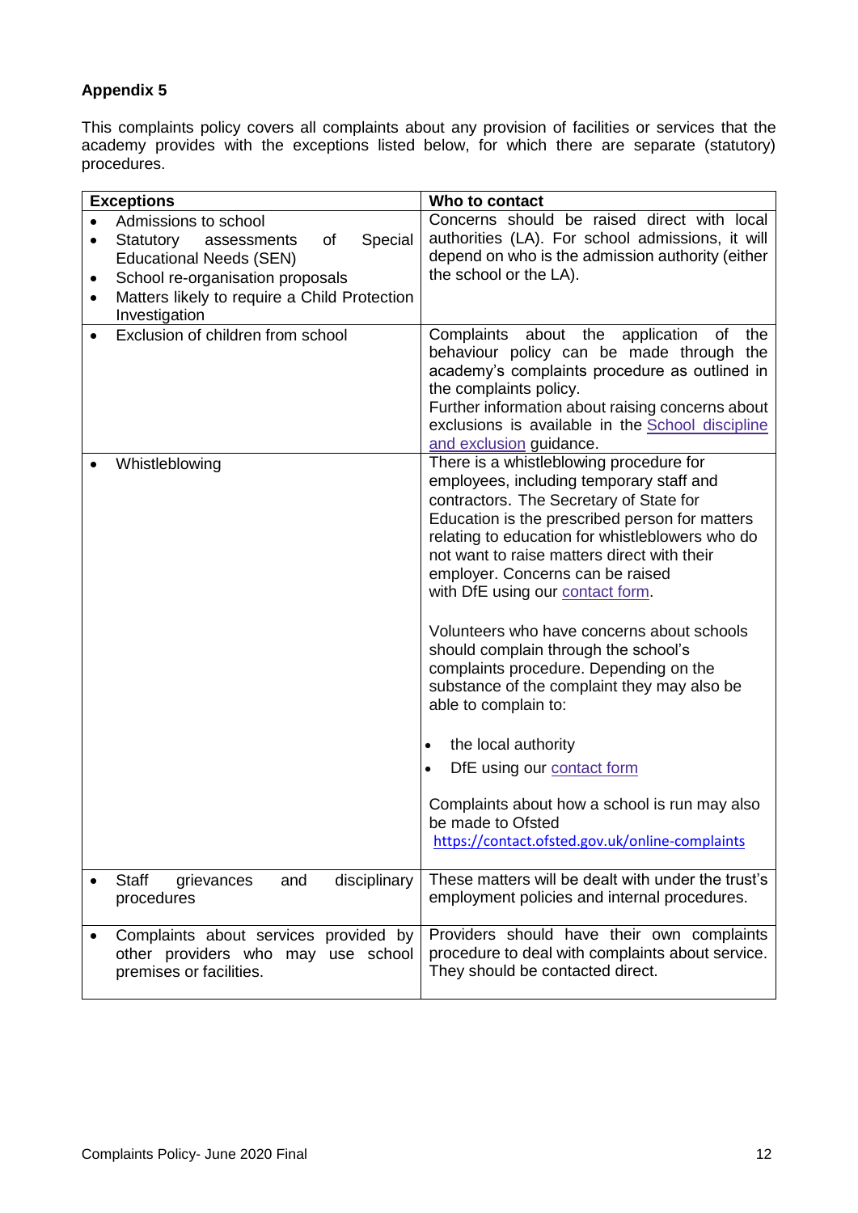**Appendix 5**

This complaints policy covers all complaints about any provision of facilities or services that the academy provides with the exceptions listed below, for which there are separate (statutory) procedures.

| Exceptions | Who to contact |
|---|---|
| • Admissions to school<br>• Statutory assessments of Special Educational Needs (SEN)<br>• School re-organisation proposals<br>• Matters likely to require a Child Protection Investigation | Concerns should be raised direct with local authorities (LA). For school admissions, it will depend on who is the admission authority (either the school or the LA). |
| • Exclusion of children from school | Complaints about the application of the behaviour policy can be made through the academy's complaints procedure as outlined in the complaints policy.<br>Further information about raising concerns about exclusions is available in the School discipline and exclusion guidance. |
| • Whistleblowing | There is a whistleblowing procedure for employees, including temporary staff and contractors. The Secretary of State for Education is the prescribed person for matters relating to education for whistleblowers who do not want to raise matters direct with their employer. Concerns can be raised with DfE using our contact form.<br><br>Volunteers who have concerns about schools should complain through the school's complaints procedure. Depending on the substance of the complaint they may also be able to complain to:<br><br>• the local authority<br>• DfE using our contact form<br><br>Complaints about how a school is run may also be made to Ofsted https://contact.ofsted.gov.uk/online-complaints |
| • Staff grievances and disciplinary procedures | These matters will be dealt with under the trust's employment policies and internal procedures. |
| • Complaints about services provided by other providers who may use school premises or facilities. | Providers should have their own complaints procedure to deal with complaints about service. They should be contacted direct. |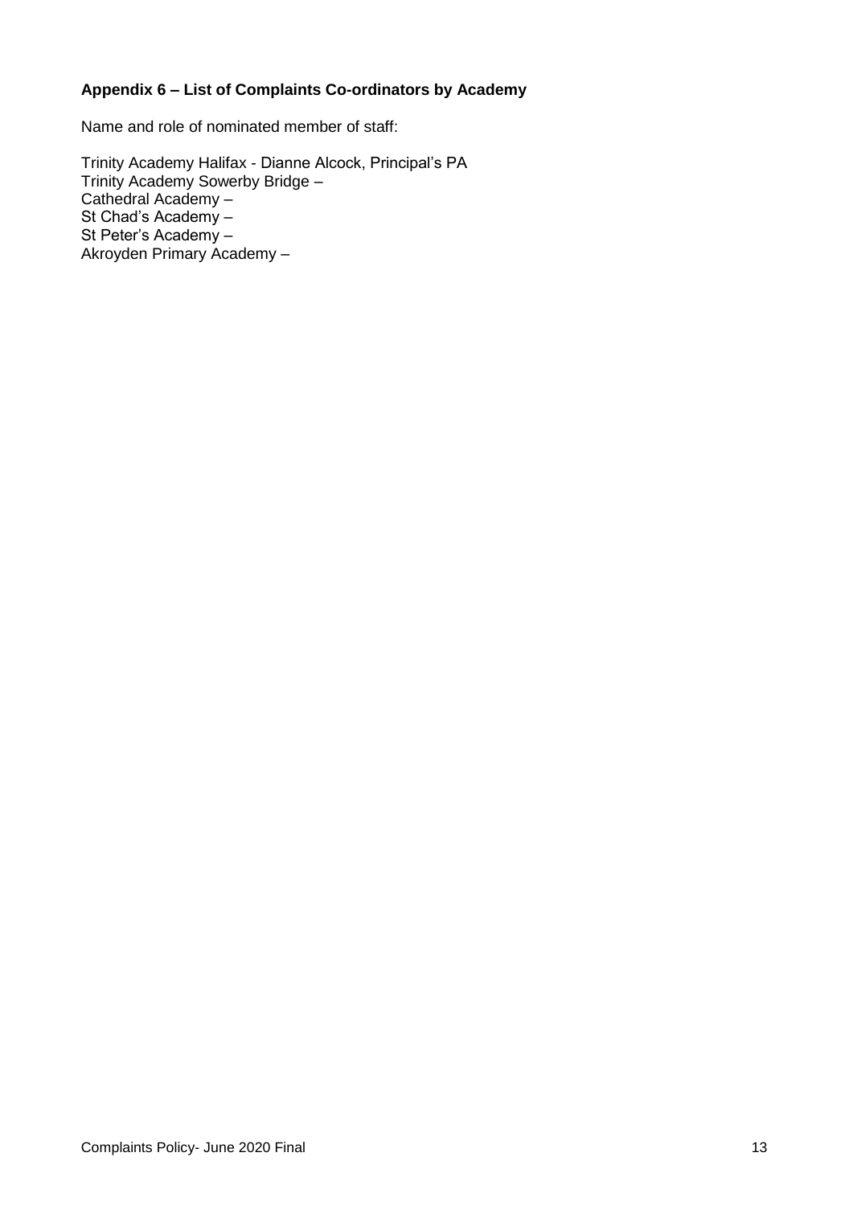**Appendix 6 – List of Complaints Co-ordinators by Academy**

Name and role of nominated member of staff:

Trinity Academy Halifax - Dianne Alcock, Principal's PA
Trinity Academy Sowerby Bridge –
Cathedral Academy –
St Chad's Academy –
St Peter's Academy –
Akroyden Primary Academy –